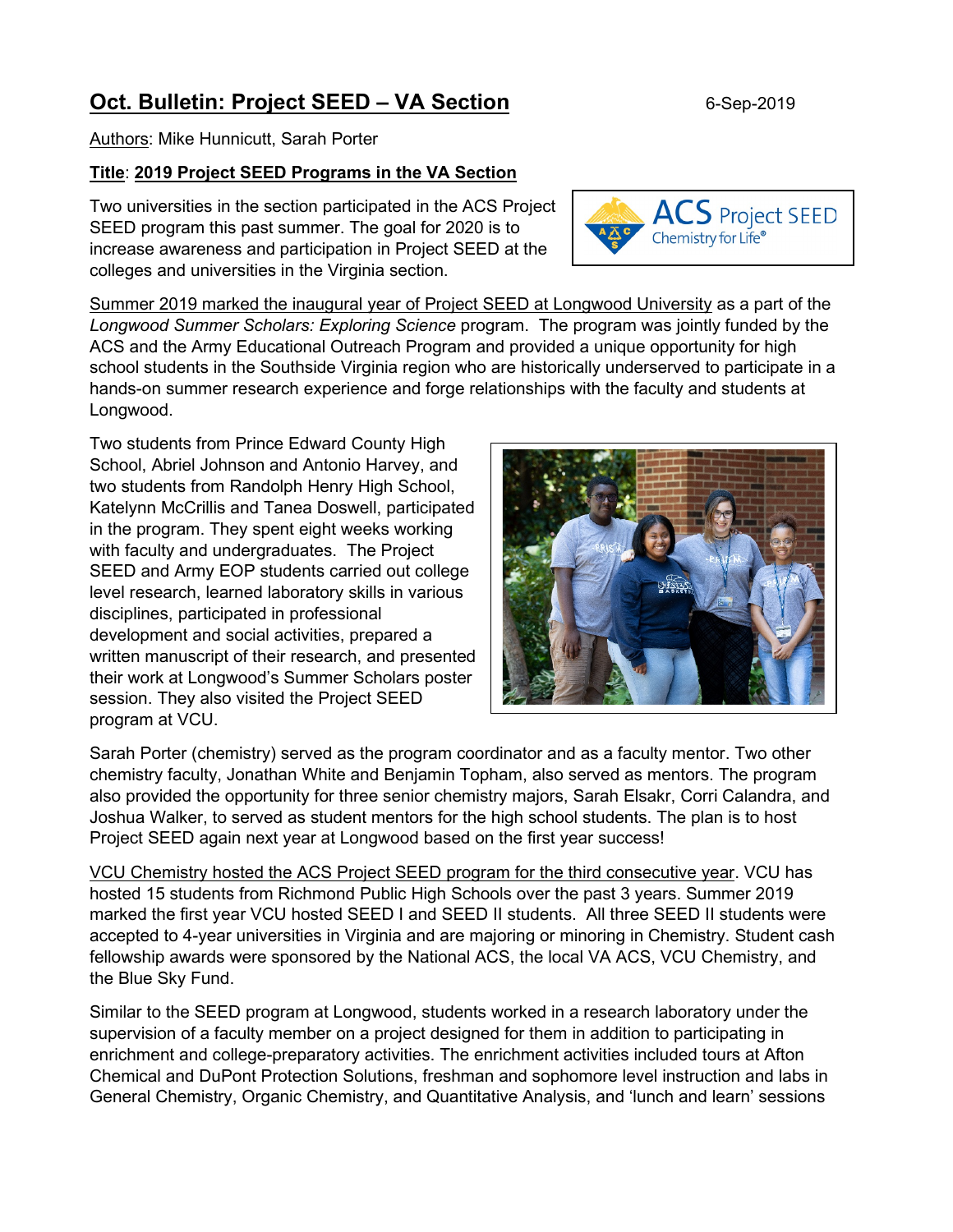# Oct. Bulletin: Project SEED – VA Section

6-Sep-2019

Authors: Mike Hunnicutt, Sarah Porter

## Title: 2019 Project SEED Programs in the VA Section

Two universities in the section participated in the ACS Project SEED program this past summer. The goal for 2020 is to increase awareness and participation in Project SEED at the colleges and universities in the Virginia section.

Summer 2019 marked the inaugural year of Project SEED at Longwood University as a part of the *Longwood Summer Scholars: Exploring Science* program. The program was jointly funded by the ACS and the Army Educational Outreach Program and provided a unique opportunity for high school students in the Southside Virginia region who are historically underserved to participate in a hands-on summer research experience and forge relationships with the faculty and students at Longwood.

Two students from Prince Edward County High School, Abriel Johnson and Antonio Harvey, and two students from Randolph Henry High School, Katelynn McCrillis and Tanea Doswell, participated in the program. They spent eight weeks working with faculty and undergraduates. The Project SEED and Army EOP students carried out college level research, learned laboratory skills in various disciplines, participated in professional development and social activities, prepared a written manuscript of their research, and presented their work at Longwood's Summer Scholars poster session. They also visited the Project SEED program at VCU.

Sarah Porter (chemistry) served as the program coordinator and as a faculty mentor. Two other chemistry faculty, Jonathan White and Benjamin Topham, also served as mentors. The program also provided the opportunity for three senior chemistry majors, Sarah Elsakr, Corri Calandra, and Joshua Walker, to served as student mentors for the high school students. The plan is to host Project SEED again next year at Longwood based on the first year success!

VCU Chemistry hosted the ACS Project SEED program for the third consecutive year. VCU has hosted 15 students from Richmond Public High Schools over the past 3 years. Summer 2019 marked the first year VCU hosted SEED I and SEED II students. All three SEED II students were accepted to 4-year universities in Virginia and are majoring or minoring in Chemistry. Student cash fellowship awards were sponsored by the National ACS, the local VA ACS, VCU Chemistry, and the Blue Sky Fund.

Similar to the SEED program at Longwood, students worked in a research laboratory under the supervision of a faculty member on a project designed for them in addition to participating in enrichment and college-preparatory activities. The enrichment activities included tours at Afton Chemical and DuPont Protection Solutions, freshman and sophomore level instruction and labs in General Chemistry, Organic Chemistry, and Quantitative Analysis, and 'lunch and learn' sessions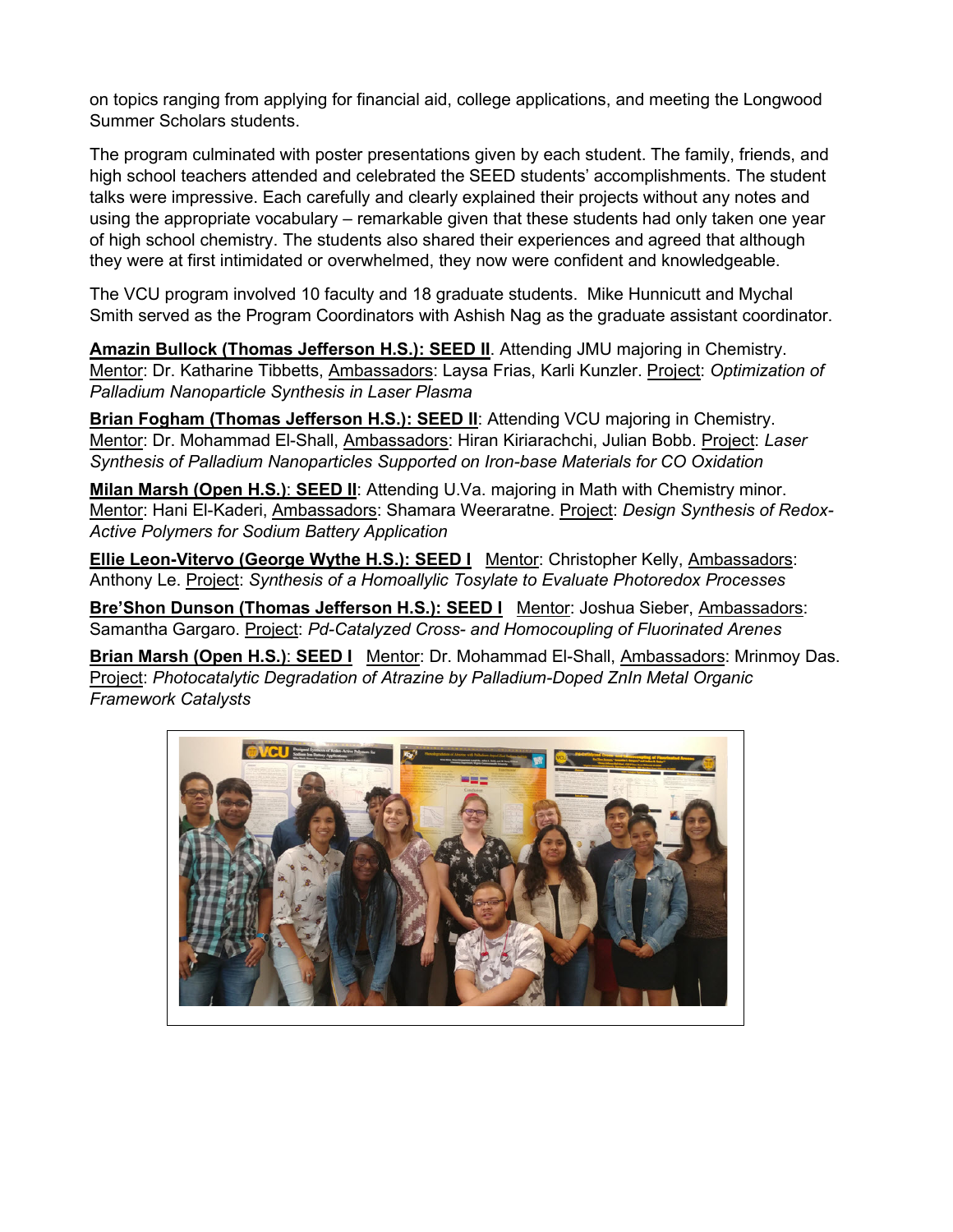on topics ranging from applying for financial aid, college applications, and meeting the Longwood Summer Scholars students.

The program culminated with poster presentations given by each student. The family, friends, and high school teachers attended and celebrated the SEED students' accomplishments. The student talks were impressive. Each carefully and clearly explained their projects without any notes and using the appropriate vocabulary – remarkable given that these students had only taken one year of high school chemistry. The students also shared their experiences and agreed that although they were at first intimidated or overwhelmed, they now were confident and knowledgeable.

The VCU program involved 10 faculty and 18 graduate students. Mike Hunnicutt and Mychal Smith served as the Program Coordinators with Ashish Nag as the graduate assistant coordinator.

**Amazin Bullock (Thomas Jefferson H.S.): SEED II**. Attending JMU majoring in Chemistry. Mentor: Dr. Katharine Tibbetts, Ambassadors: Laysa Frias, Karli Kunzler. Project: *Optimization of Palladium Nanoparticle Synthesis in Laser Plasma*

**Brian Fogham (Thomas Jefferson H.S.): SEED II**: Attending VCU majoring in Chemistry. Mentor: Dr. Mohammad El-Shall, Ambassadors: Hiran Kiriarachchi, Julian Bobb. Project: *Laser Synthesis of Palladium Nanoparticles Supported on Iron-base Materials for CO Oxidation*

**Milan Marsh (Open H.S.)**: **SEED II**: Attending U.Va. majoring in Math with Chemistry minor. Mentor: Hani El-Kaderi, Ambassadors: Shamara Weeraratne. Project: *Design Synthesis of Redox-Active Polymers for Sodium Battery Application*

**Ellie Leon-Vitervo (George Wythe H.S.): SEED I** Mentor: Christopher Kelly, Ambassadors: Anthony Le. Project: *Synthesis of a Homoallylic Tosylate to Evaluate Photoredox Processes*

**Bre'Shon Dunson (Thomas Jefferson H.S.): SEED I** Mentor: Joshua Sieber, Ambassadors: Samantha Gargaro. Project: *Pd-Catalyzed Cross- and Homocoupling of Fluorinated Arenes*

**Brian Marsh (Open H.S.)**: **SEED I** Mentor: Dr. Mohammad El-Shall, Ambassadors: Mrinmoy Das. Project: *Photocatalytic Degradation of Atrazine by Palladium-Doped ZnIn Metal Organic Framework Catalysts*